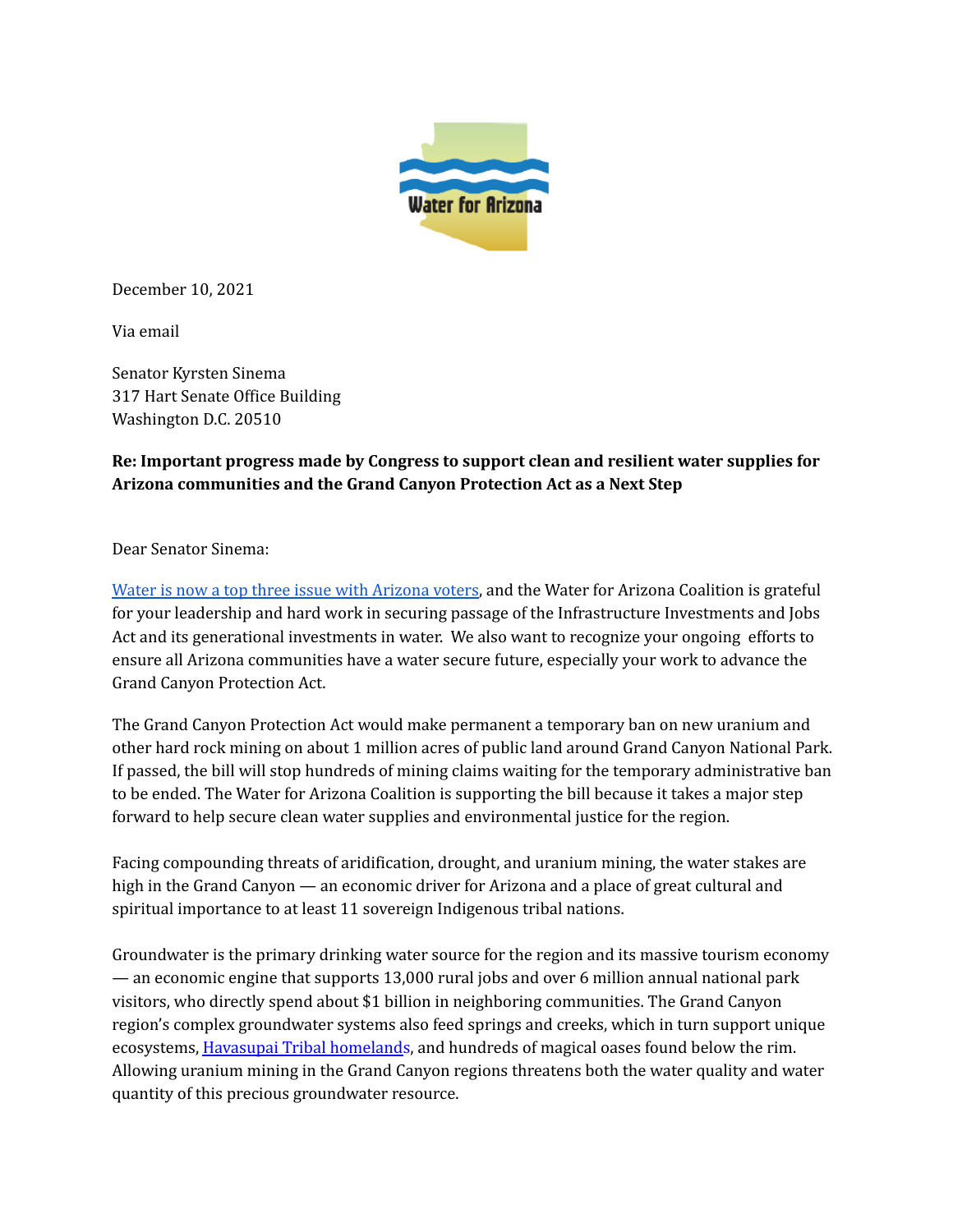Water for Arizona

December 10, 2021

Via email

Senator Kyrsten Sinema
317 Hart Senate Office Building
Washington D.C. 20510

**Re: Important progress made by Congress to support clean and resilient water supplies for Arizona communities and the Grand Canyon Protection Act as a Next Step**

Dear Senator Sinema:

Water is now a top three issue with Arizona voters, and the Water for Arizona Coalition is grateful for your leadership and hard work in securing passage of the Infrastructure Investments and Jobs Act and its generational investments in water. We also want to recognize your ongoing efforts to ensure all Arizona communities have a water secure future, especially your work to advance the Grand Canyon Protection Act.

The Grand Canyon Protection Act would make permanent a temporary ban on new uranium and other hard rock mining on about 1 million acres of public land around Grand Canyon National Park. If passed, the bill will stop hundreds of mining claims waiting for the temporary administrative ban to be ended. The Water for Arizona Coalition is supporting the bill because it takes a major step forward to help secure clean water supplies and environmental justice for the region.

Facing compounding threats of aridification, drought, and uranium mining, the water stakes are high in the Grand Canyon — an economic driver for Arizona and a place of great cultural and spiritual importance to at least 11 sovereign Indigenous tribal nations.

Groundwater is the primary drinking water source for the region and its massive tourism economy — an economic engine that supports 13,000 rural jobs and over 6 million annual national park visitors, who directly spend about $1 billion in neighboring communities. The Grand Canyon region's complex groundwater systems also feed springs and creeks, which in turn support unique ecosystems, Havasupai Tribal homelands, and hundreds of magical oases found below the rim. Allowing uranium mining in the Grand Canyon regions threatens both the water quality and water quantity of this precious groundwater resource.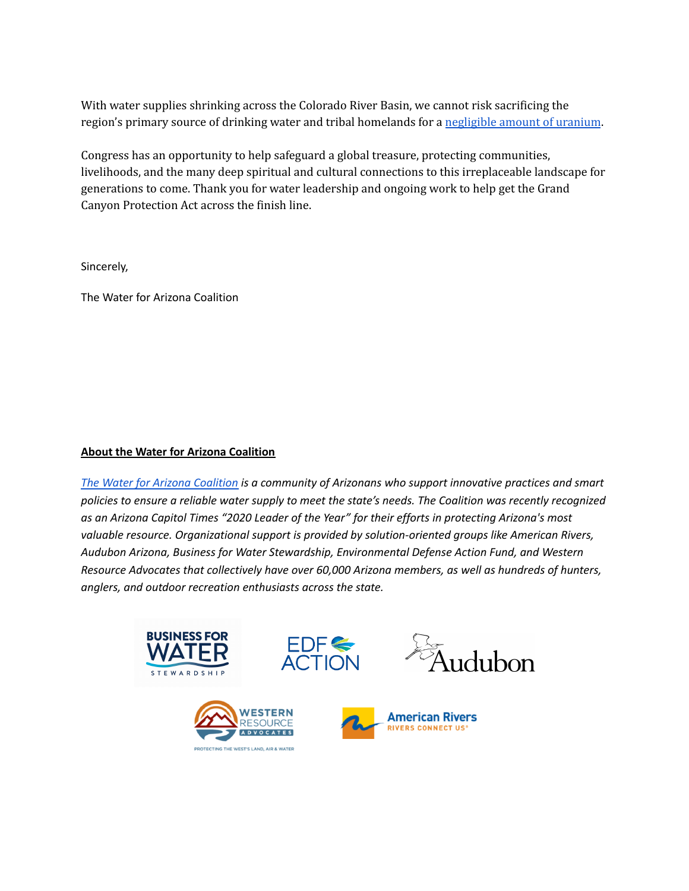With water supplies shrinking across the Colorado River Basin, we cannot risk sacrificing the region's primary source of drinking water and tribal homelands for a negligible amount of uranium.

Congress has an opportunity to help safeguard a global treasure, protecting communities, livelihoods, and the many deep spiritual and cultural connections to this irreplaceable landscape for generations to come. Thank you for water leadership and ongoing work to help get the Grand Canyon Protection Act across the finish line.

Sincerely,

The Water for Arizona Coalition

**About the Water for Arizona Coalition**

*The Water for Arizona Coalition is a community of Arizonans who support innovative practices and smart policies to ensure a reliable water supply to meet the state's needs. The Coalition was recently recognized as an Arizona Capitol Times "2020 Leader of the Year" for their efforts in protecting Arizona's most valuable resource. Organizational support is provided by solution-oriented groups like American Rivers, Audubon Arizona, Business for Water Stewardship, Environmental Defense Action Fund, and Western Resource Advocates that collectively have over 60,000 Arizona members, as well as hundreds of hunters, anglers, and outdoor recreation enthusiasts across the state.*

BUSINESS FOR WATER STEWARDSHIP

EDF ACTION

Audubon

WESTERN RESOURCE ADVOCATES
PROTECTING THE WEST'S LAND, AIR & WATER

American Rivers
RIVERS CONNECT US®